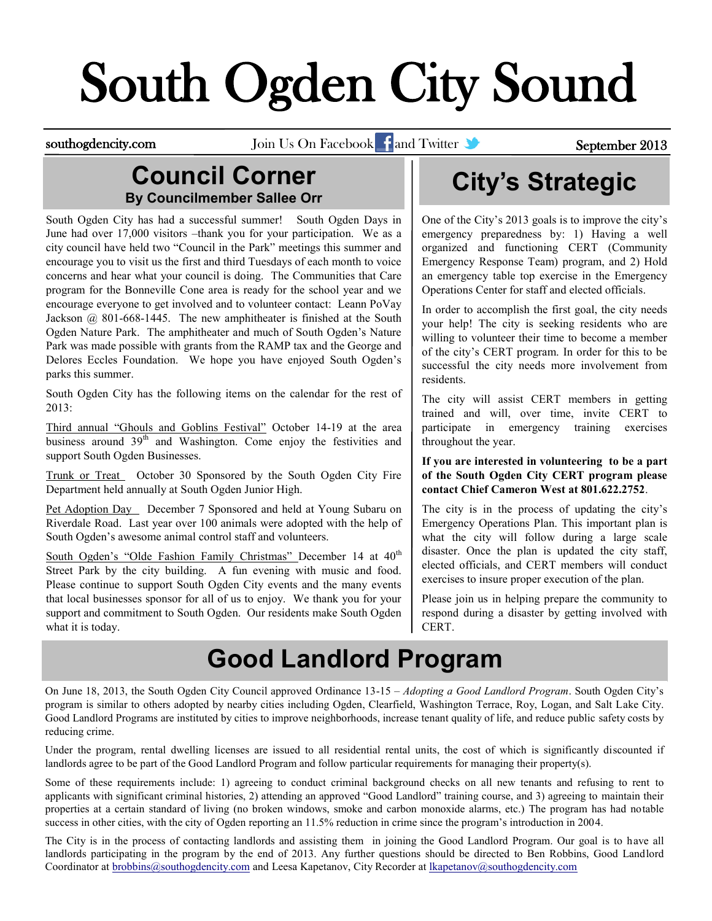# South Ogden City Sound

southogdencity.com Join Us On Facebook and Twitter September 2013

## Council Corner

**By Councilmember Sallee Orr**

South Ogden City has had a successful summer! South Ogden Days in June had over 17,000 visitors –thank you for your participation. We as a city council have held two "Council in the Park" meetings this summer and encourage you to visit us the first and third Tuesdays of each month to voice concerns and hear what your council is doing. The Communities that Care program for the Bonneville Cone area is ready for the school year and we encourage everyone to get involved and to volunteer contact: Leann PoVay Jackson @ 801-668-1445. The new amphitheater is finished at the South Ogden Nature Park. The amphitheater and much of South Ogden's Nature Park was made possible with grants from the RAMP tax and the George and Delores Eccles Foundation. We hope you have enjoyed South Ogden's parks this summer.

South Ogden City has the following items on the calendar for the rest of 2013:

Third annual "Ghouls and Goblins Festival" October 14-19 at the area business around 39th and Washington. Come enjoy the festivities and support South Ogden Businesses.

Trunk or Treat October 30 Sponsored by the South Ogden City Fire Department held annually at South Ogden Junior High.

Pet Adoption Day December 7 Sponsored and held at Young Subaru on Riverdale Road. Last year over 100 animals were adopted with the help of South Ogden's awesome animal control staff and volunteers.

South Ogden's "Olde Fashion Family Christmas" December 14 at 40th Street Park by the city building. A fun evening with music and food. Please continue to support South Ogden City events and the many events that local businesses sponsor for all of us to enjoy. We thank you for your support and commitment to South Ogden. Our residents make South Ogden what it is today.

## City's Strategic

One of the City's 2013 goals is to improve the city's emergency preparedness by: 1) Having a well organized and functioning CERT (Community Emergency Response Team) program, and 2) Hold an emergency table top exercise in the Emergency Operations Center for staff and elected officials.

In order to accomplish the first goal, the city needs your help! The city is seeking residents who are willing to volunteer their time to become a member of the city's CERT program. In order for this to be successful the city needs more involvement from residents.

The city will assist CERT members in getting trained and will, over time, invite CERT to participate in emergency training exercises throughout the year.

**If you are interested in volunteering to be a part of the South Ogden City CERT program please contact Chief Cameron West at 801.622.2752**.

The city is in the process of updating the city's Emergency Operations Plan. This important plan is what the city will follow during a large scale disaster. Once the plan is updated the city staff, elected officials, and CERT members will conduct exercises to insure proper execution of the plan.

Please join us in helping prepare the community to respond during a disaster by getting involved with CERT.

## Good Landlord Program

On June 18, 2013, the South Ogden City Council approved Ordinance 13-15 – *Adopting a Good Landlord Program*. South Ogden City's program is similar to others adopted by nearby cities including Ogden, Clearfield, Washington Terrace, Roy, Logan, and Salt Lake City. Good Landlord Programs are instituted by cities to improve neighborhoods, increase tenant quality of life, and reduce public safety costs by reducing crime.

Under the program, rental dwelling licenses are issued to all residential rental units, the cost of which is significantly discounted if landlords agree to be part of the Good Landlord Program and follow particular requirements for managing their property(s).

Some of these requirements include: 1) agreeing to conduct criminal background checks on all new tenants and refusing to rent to applicants with significant criminal histories, 2) attending an approved "Good Landlord" training course, and 3) agreeing to maintain their properties at a certain standard of living (no broken windows, smoke and carbon monoxide alarms, etc.) The program has had notable success in other cities, with the city of Ogden reporting an 11.5% reduction in crime since the program's introduction in 2004.

The City is in the process of contacting landlords and assisting them in joining the Good Landlord Program. Our goal is to have all landlords participating in the program by the end of 2013. Any further questions should be directed to Ben Robbins, Good Landlord Coordinator at brobbins@southogdencity.com and Leesa Kapetanov, City Recorder at lkapetanov@southogdencity.com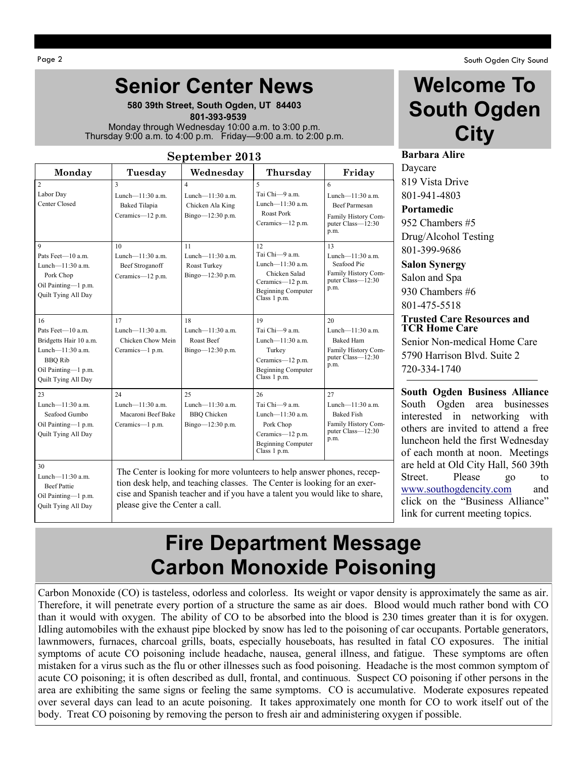# Senior Center News

**580 39th Street, South Ogden, UT 84403**
**801-393-9539**
Monday through Wednesday 10:00 a.m. to 3:00 p.m.
Thursday 9:00 a.m. to 4:00 p.m. Friday—9:00 a.m. to 2:00 p.m.

## September 2013

| Monday | Tuesday | Wednesday | Thursday | Friday |
|---|---|---|---|---|
| 2<br>Labor Day<br>Center Closed | 3<br>Lunch—11:30 a.m.<br>Baked Tilapia<br>Ceramics—12 p.m. | 4<br>Lunch—11:30 a.m.<br>Chicken Ala King<br>Bingo—12:30 p.m. | 5<br>Tai Chi—9 a.m.<br>Lunch—11:30 a.m.<br>Roast Pork<br>Ceramics—12 p.m. | 6<br>Lunch—11:30 a.m.<br>Beef Parmesan<br>Family History Computer Class—12:30 p.m. |
| 9<br>Pats Feet—10 a.m.<br>Lunch—11:30 a.m.<br>Pork Chop<br>Oil Painting—1 p.m.<br>Quilt Tying All Day | 10<br>Lunch—11:30 a.m.<br>Beef Stroganoff<br>Ceramics—12 p.m. | 11<br>Lunch—11:30 a.m.<br>Roast Turkey<br>Bingo—12:30 p.m. | 12<br>Tai Chi—9 a.m.<br>Lunch—11:30 a.m.<br>Chicken Salad<br>Ceramics—12 p.m.<br>Beginning Computer Class 1 p.m. | 13<br>Lunch—11:30 a.m.<br>Seafood Pie<br>Family History Computer Class—12:30 p.m. |
| 16<br>Pats Feet—10 a.m.<br>Bridgetts Hair 10 a.m.<br>Lunch—11:30 a.m.<br>BBQ Rib<br>Oil Painting—1 p.m.<br>Quilt Tying All Day | 17<br>Lunch—11:30 a.m.<br>Chicken Chow Mein<br>Ceramics—1 p.m. | 18<br>Lunch—11:30 a.m.<br>Roast Beef<br>Bingo—12:30 p.m. | 19<br>Tai Chi—9 a.m.<br>Lunch—11:30 a.m.<br>Turkey<br>Ceramics—12 p.m.<br>Beginning Computer Class 1 p.m. | 20<br>Lunch—11:30 a.m.<br>Baked Ham<br>Family History Computer Class—12:30 p.m. |
| 23<br>Lunch—11:30 a.m.<br>Seafood Gumbo<br>Oil Painting—1 p.m.<br>Quilt Tying All Day | 24<br>Lunch—11:30 a.m.<br>Macaroni Beef Bake<br>Ceramics—1 p.m. | 25<br>Lunch—11:30 a.m.<br>BBQ Chicken<br>Bingo—12:30 p.m. | 26<br>Tai Chi—9 a.m.<br>Lunch—11:30 a.m.<br>Pork Chop<br>Ceramics—12 p.m.<br>Beginning Computer Class 1 p.m. | 27<br>Lunch—11:30 a.m.<br>Baked Fish<br>Family History Computer Class—12:30 p.m. |
| 30<br>Lunch—11:30 a.m.<br>Beef Pattie<br>Oil Painting—1 p.m.<br>Quilt Tying All Day | The Center is looking for more volunteers to help answer phones, reception desk help, and teaching classes. The Center is looking for an exercise and Spanish teacher and if you have a talent you would like to share, please give the Center a call. | | | |

# Welcome To South Ogden City

**Barbara Alire**
Daycare
819 Vista Drive
801-941-4803

**Portamedic**
952 Chambers #5
Drug/Alcohol Testing
801-399-9686

**Salon Synergy**
Salon and Spa
930 Chambers #6
801-475-5518

**Trusted Care Resources and TCR Home Care**
Senior Non-medical Home Care
5790 Harrison Blvd. Suite 2
720-334-1740

---

**South Ogden Business Alliance**
South Ogden area businesses interested in networking with others are invited to attend a free luncheon held the first Wednesday of each month at noon. Meetings are held at Old City Hall, 560 39th Street. Please go to www.southogdencity.com and click on the "Business Alliance" link for current meeting topics.

# Fire Department Message Carbon Monoxide Poisoning

Carbon Monoxide (CO) is tasteless, odorless and colorless. Its weight or vapor density is approximately the same as air. Therefore, it will penetrate every portion of a structure the same as air does. Blood would much rather bond with CO than it would with oxygen. The ability of CO to be absorbed into the blood is 230 times greater than it is for oxygen. Idling automobiles with the exhaust pipe blocked by snow has led to the poisoning of car occupants. Portable generators, lawnmowers, furnaces, charcoal grills, boats, especially houseboats, has resulted in fatal CO exposures. The initial symptoms of acute CO poisoning include headache, nausea, general illness, and fatigue. These symptoms are often mistaken for a virus such as the flu or other illnesses such as food poisoning. Headache is the most common symptom of acute CO poisoning; it is often described as dull, frontal, and continuous. Suspect CO poisoning if other persons in the area are exhibiting the same signs or feeling the same symptoms. CO is accumulative. Moderate exposures repeated over several days can lead to an acute poisoning. It takes approximately one month for CO to work itself out of the body. Treat CO poisoning by removing the person to fresh air and administering oxygen if possible.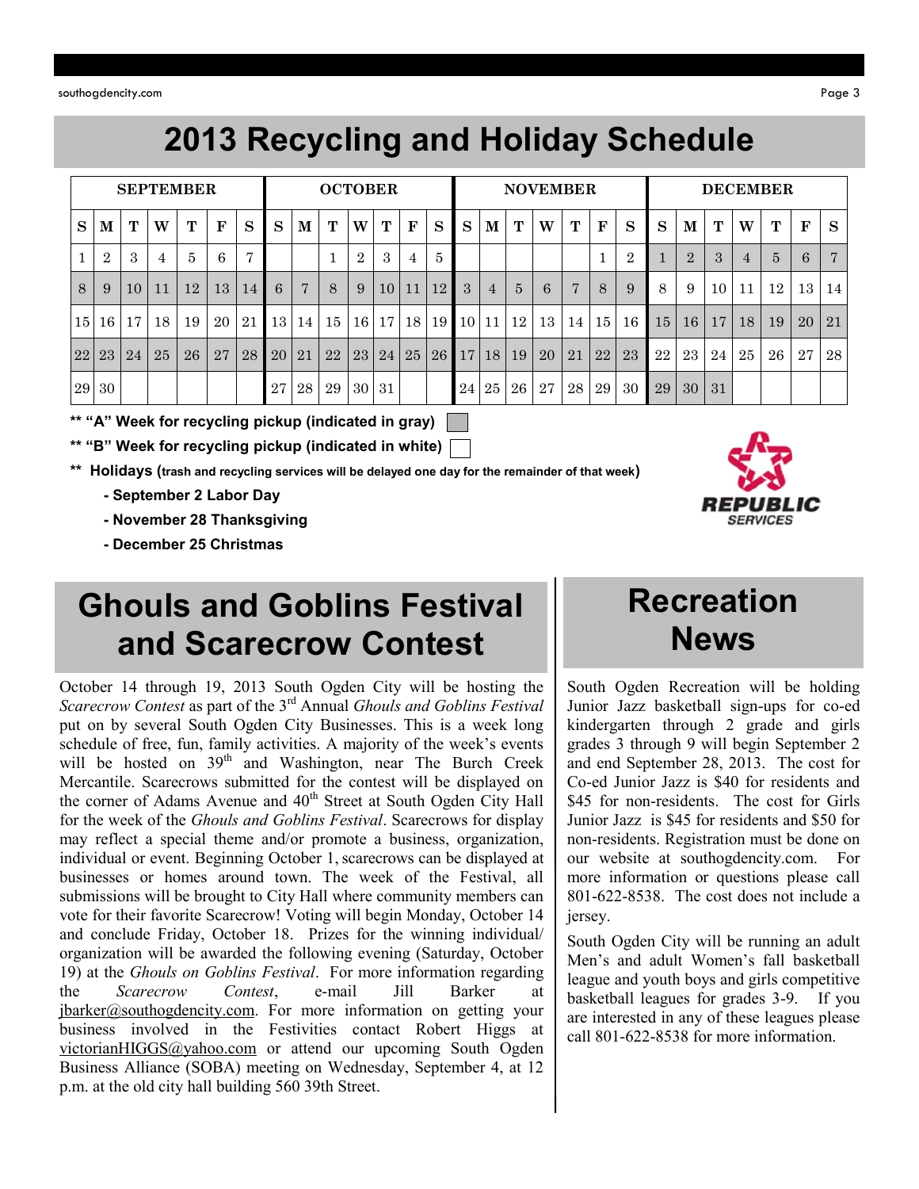# 2013 Recycling and Holiday Schedule

| SEPTEMBER | | | | | | | OCTOBER | | | | | | | NOVEMBER | | | | | | | DECEMBER | | | | | | |
|---|---|---|---|---|---|---|---|---|---|---|---|---|---|---|---|---|---|---|---|---|---|---|---|---|---|---|---|
| S | M | T | W | T | F | S | S | M | T | W | T | F | S | S | M | T | W | T | F | S | S | M | T | W | T | F | S |
| 1 | 2 | 3 | 4 | 5 | 6 | 7 | | | 1 | 2 | 3 | 4 | 5 | | | | | | 1 | 2 | 1 | 2 | 3 | 4 | 5 | 6 | 7 |
| 8 | 9 | 10 | 11 | 12 | 13 | 14 | 6 | 7 | 8 | 9 | 10 | 11 | 12 | 3 | 4 | 5 | 6 | 7 | 8 | 9 | 8 | 9 | 10 | 11 | 12 | 13 | 14 |
| 15 | 16 | 17 | 18 | 19 | 20 | 21 | 13 | 14 | 15 | 16 | 17 | 18 | 19 | 10 | 11 | 12 | 13 | 14 | 15 | 16 | 15 | 16 | 17 | 18 | 19 | 20 | 21 |
| 22 | 23 | 24 | 25 | 26 | 27 | 28 | 20 | 21 | 22 | 23 | 24 | 25 | 26 | 17 | 18 | 19 | 20 | 21 | 22 | 23 | 22 | 23 | 24 | 25 | 26 | 27 | 28 |
| 29 | 30 | | | | | | 27 | 28 | 29 | 30 | 31 | | | 24 | 25 | 26 | 27 | 28 | 29 | 30 | 29 | 30 | 31 | | | | |

**\*\* "A" Week for recycling pickup (indicated in gray)**

**\*\* "B" Week for recycling pickup (indicated in white)**

**\*\* Holidays (trash and recycling services will be delayed one day for the remainder of that week)**

- **September 2 Labor Day**
- **November 28 Thanksgiving**
- **December 25 Christmas**

REPUBLIC SERVICES

# Ghouls and Goblins Festival and Scarecrow Contest

October 14 through 19, 2013 South Ogden City will be hosting the *Scarecrow Contest* as part of the 3rd Annual *Ghouls and Goblins Festival* put on by several South Ogden City Businesses. This is a week long schedule of free, fun, family activities. A majority of the week's events will be hosted on 39th and Washington, near The Burch Creek Mercantile. Scarecrows submitted for the contest will be displayed on the corner of Adams Avenue and 40th Street at South Ogden City Hall for the week of the *Ghouls and Goblins Festival*. Scarecrows for display may reflect a special theme and/or promote a business, organization, individual or event. Beginning October 1, scarecrows can be displayed at businesses or homes around town. The week of the Festival, all submissions will be brought to City Hall where community members can vote for their favorite Scarecrow! Voting will begin Monday, October 14 and conclude Friday, October 18. Prizes for the winning individual/ organization will be awarded the following evening (Saturday, October 19) at the *Ghouls on Goblins Festival*. For more information regarding the *Scarecrow Contest*, e-mail Jill Barker at jbarker@southogdencity.com. For more information on getting your business involved in the Festivities contact Robert Higgs at victorianHIGGS@yahoo.com or attend our upcoming South Ogden Business Alliance (SOBA) meeting on Wednesday, September 4, at 12 p.m. at the old city hall building 560 39th Street.

# Recreation News

South Ogden Recreation will be holding Junior Jazz basketball sign-ups for co-ed kindergarten through 2 grade and girls grades 3 through 9 will begin September 2 and end September 28, 2013. The cost for Co-ed Junior Jazz is $40 for residents and $45 for non-residents. The cost for Girls Junior Jazz is $45 for residents and $50 for non-residents. Registration must be done on our website at southogdencity.com. For more information or questions please call 801-622-8538. The cost does not include a jersey.

South Ogden City will be running an adult Men's and adult Women's fall basketball league and youth boys and girls competitive basketball leagues for grades 3-9. If you are interested in any of these leagues please call 801-622-8538 for more information.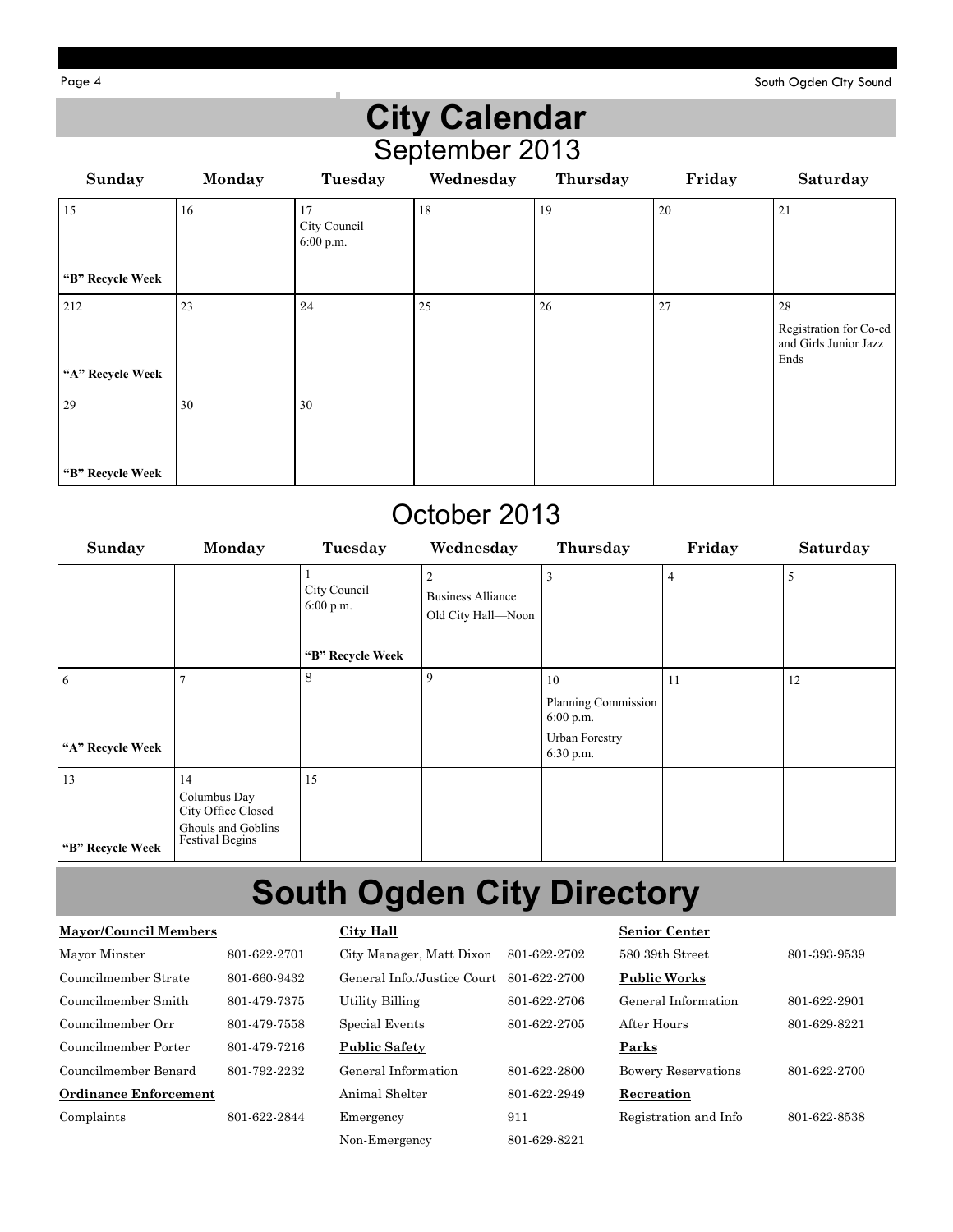# City Calendar

## September 2013

| Sunday | Monday | Tuesday | Wednesday | Thursday | Friday | Saturday |
|---|---|---|---|---|---|---|
| 15<br><br>**"B" Recycle Week** | 16 | 17<br>City Council<br>6:00 p.m. | 18 | 19 | 20 | 21 |
| 212<br><br>**"A" Recycle Week** | 23 | 24 | 25 | 26 | 27 | 28<br>Registration for Co-ed and Girls Junior Jazz Ends |
| 29<br><br>**"B" Recycle Week** | 30 | 30 | | | | |

## October 2013

| Sunday | Monday | Tuesday | Wednesday | Thursday | Friday | Saturday |
|---|---|---|---|---|---|---|
| | | 1<br>City Council<br>6:00 p.m.<br><br>**"B" Recycle Week** | 2<br>Business Alliance<br>Old City Hall—Noon | 3 | 4 | 5 |
| 6<br><br>**"A" Recycle Week** | 7 | 8 | 9 | 10<br>Planning Commission<br>6:00 p.m.<br>Urban Forestry<br>6:30 p.m. | 11 | 12 |
| 13<br><br>**"B" Recycle Week** | 14<br>Columbus Day<br>City Office Closed<br>Ghouls and Goblins Festival Begins | 15 | | | | |

# South Ogden City Directory

**Mayor/Council Members**

| | |
|---|---|
| Mayor Minster | 801-622-2701 |
| Councilmember Strate | 801-660-9432 |
| Councilmember Smith | 801-479-7375 |
| Councilmember Orr | 801-479-7558 |
| Councilmember Porter | 801-479-7216 |
| Councilmember Benard | 801-792-2232 |

**Ordinance Enforcement**

| | |
|---|---|
| Complaints | 801-622-2844 |

**City Hall**

| | |
|---|---|
| City Manager, Matt Dixon | 801-622-2702 |
| General Info./Justice Court | 801-622-2700 |
| Utility Billing | 801-622-2706 |
| Special Events | 801-622-2705 |

**Public Safety**

| | |
|---|---|
| General Information | 801-622-2800 |
| Animal Shelter | 801-622-2949 |
| Emergency | 911 |
| Non-Emergency | 801-629-8221 |

**Senior Center**

| | |
|---|---|
| 580 39th Street | 801-393-9539 |

**Public Works**

| | |
|---|---|
| General Information | 801-622-2901 |
| After Hours | 801-629-8221 |

**Parks**

| | |
|---|---|
| Bowery Reservations | 801-622-2700 |

**Recreation**

| | |
|---|---|
| Registration and Info | 801-622-8538 |